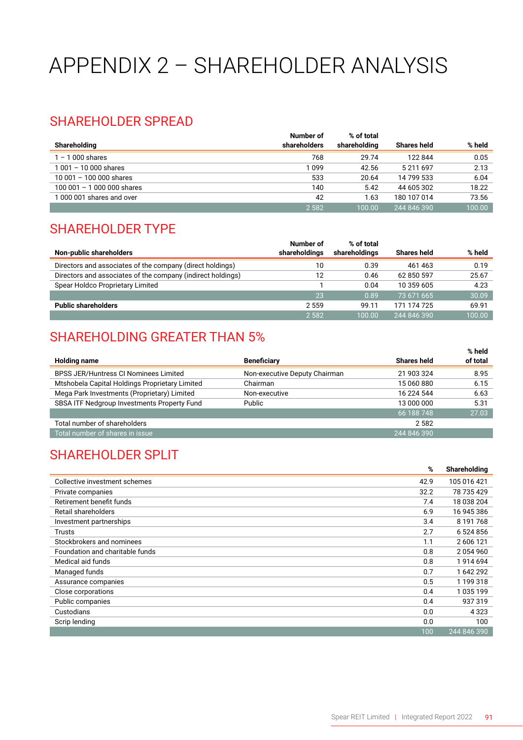# APPENDIX 2 – SHAREHOLDER ANALYSIS

## SHAREHOLDER SPREAD

| Shareholding | Number of shareholders | % of total shareholding | Shares held | % held |
|---|---|---|---|---|
| 1 – 1 000 shares | 768 | 29.74 | 122 844 | 0.05 |
| 1 001 – 10 000 shares | 1 099 | 42.56 | 5 211 697 | 2.13 |
| 10 001 – 100 000 shares | 533 | 20.64 | 14 799 533 | 6.04 |
| 100 001 – 1 000 000 shares | 140 | 5.42 | 44 605 302 | 18.22 |
| 1 000 001 shares and over | 42 | 1.63 | 180 107 014 | 73.56 |
| | 2 582 | 100.00 | 244 846 390 | 100.00 |

## SHAREHOLDER TYPE

| Non-public shareholders | Number of shareholdings | % of total shareholdings | Shares held | % held |
|---|---|---|---|---|
| Directors and associates of the company (direct holdings) | 10 | 0.39 | 461 463 | 0.19 |
| Directors and associates of the company (indirect holdings) | 12 | 0.46 | 62 850 597 | 25.67 |
| Spear Holdco Proprietary Limited | 1 | 0.04 | 10 359 605 | 4.23 |
| | 23 | 0.89 | 73 671 665 | 30.09 |
| **Public shareholders** | 2 559 | 99.11 | 171 174 725 | 69.91 |
| | 2 582 | 100.00 | 244 846 390 | 100.00 |

## SHAREHOLDING GREATER THAN 5%

| Holding name | Beneficiary | Shares held | % held of total |
|---|---|---|---|
| BPSS JER/Huntress CI Nominees Limited | Non-executive Deputy Chairman | 21 903 324 | 8.95 |
| Mtshobela Capital Holdings Proprietary Limited | Chairman | 15 060 880 | 6.15 |
| Mega Park Investments (Proprietary) Limited | Non-executive | 16 224 544 | 6.63 |
| SBSA ITF Nedgroup Investments Property Fund | Public | 13 000 000 | 5.31 |
| | | 66 188 748 | 27.03 |
| Total number of shareholders | | 2 582 | |
| Total number of shares in issue | | 244 846 390 | |

## SHAREHOLDER SPLIT

| | % | Shareholding |
|---|---|---|
| Collective investment schemes | 42.9 | 105 016 421 |
| Private companies | 32.2 | 78 735 429 |
| Retirement benefit funds | 7.4 | 18 038 204 |
| Retail shareholders | 6.9 | 16 945 386 |
| Investment partnerships | 3.4 | 8 191 768 |
| Trusts | 2.7 | 6 524 856 |
| Stockbrokers and nominees | 1.1 | 2 606 121 |
| Foundation and charitable funds | 0.8 | 2 054 960 |
| Medical aid funds | 0.8 | 1 914 694 |
| Managed funds | 0.7 | 1 642 292 |
| Assurance companies | 0.5 | 1 199 318 |
| Close corporations | 0.4 | 1 035 199 |
| Public companies | 0.4 | 937 319 |
| Custodians | 0.0 | 4 323 |
| Scrip lending | 0.0 | 100 |
| | 100 | 244 846 390 |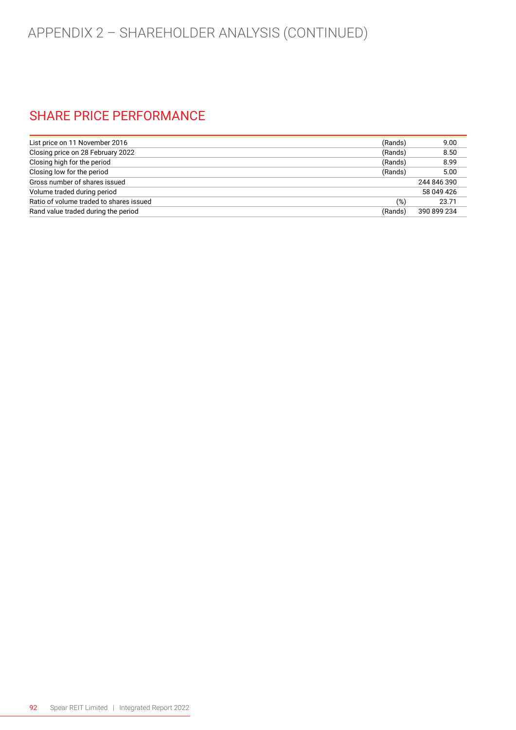# APPENDIX 2 – SHAREHOLDER ANALYSIS (CONTINUED)

## SHARE PRICE PERFORMANCE

| | | |
|---|---|---|
| List price on 11 November 2016 | (Rands) | 9.00 |
| Closing price on 28 February 2022 | (Rands) | 8.50 |
| Closing high for the period | (Rands) | 8.99 |
| Closing low for the period | (Rands) | 5.00 |
| Gross number of shares issued | | 244 846 390 |
| Volume traded during period | | 58 049 426 |
| Ratio of volume traded to shares issued | (%) | 23.71 |
| Rand value traded during the period | (Rands) | 390 899 234 |